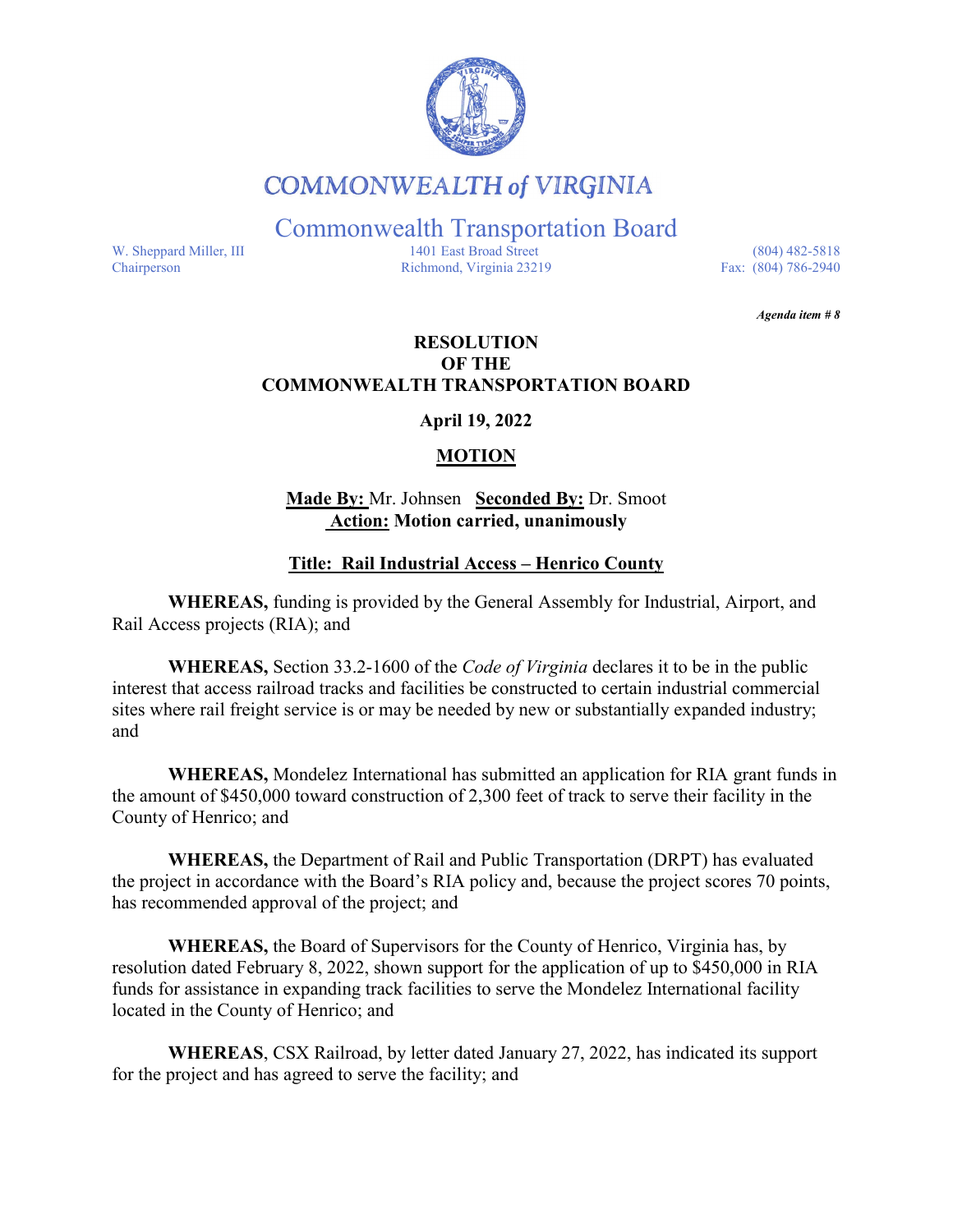# COMMONWEALTH of VIRGINIA

## Commonwealth Transportation Board

W. Sheppard Miller, III
Chairperson

1401 East Broad Street
Richmond, Virginia 23219

(804) 482-5818
Fax: (804) 786-2940

***Agenda item # 8***

**RESOLUTION**
**OF THE**
**COMMONWEALTH TRANSPORTATION BOARD**

**April 19, 2022**

**MOTION**

**Made By:** Mr. Johnsen **Seconded By:** Dr. Smoot
**Action: Motion carried, unanimously**

**Title: Rail Industrial Access – Henrico County**

**WHEREAS,** funding is provided by the General Assembly for Industrial, Airport, and Rail Access projects (RIA); and

**WHEREAS,** Section 33.2-1600 of the *Code of Virginia* declares it to be in the public interest that access railroad tracks and facilities be constructed to certain industrial commercial sites where rail freight service is or may be needed by new or substantially expanded industry; and

**WHEREAS,** Mondelez International has submitted an application for RIA grant funds in the amount of $450,000 toward construction of 2,300 feet of track to serve their facility in the County of Henrico; and

**WHEREAS,** the Department of Rail and Public Transportation (DRPT) has evaluated the project in accordance with the Board's RIA policy and, because the project scores 70 points, has recommended approval of the project; and

**WHEREAS,** the Board of Supervisors for the County of Henrico, Virginia has, by resolution dated February 8, 2022, shown support for the application of up to $450,000 in RIA funds for assistance in expanding track facilities to serve the Mondelez International facility located in the County of Henrico; and

**WHEREAS**, CSX Railroad, by letter dated January 27, 2022, has indicated its support for the project and has agreed to serve the facility; and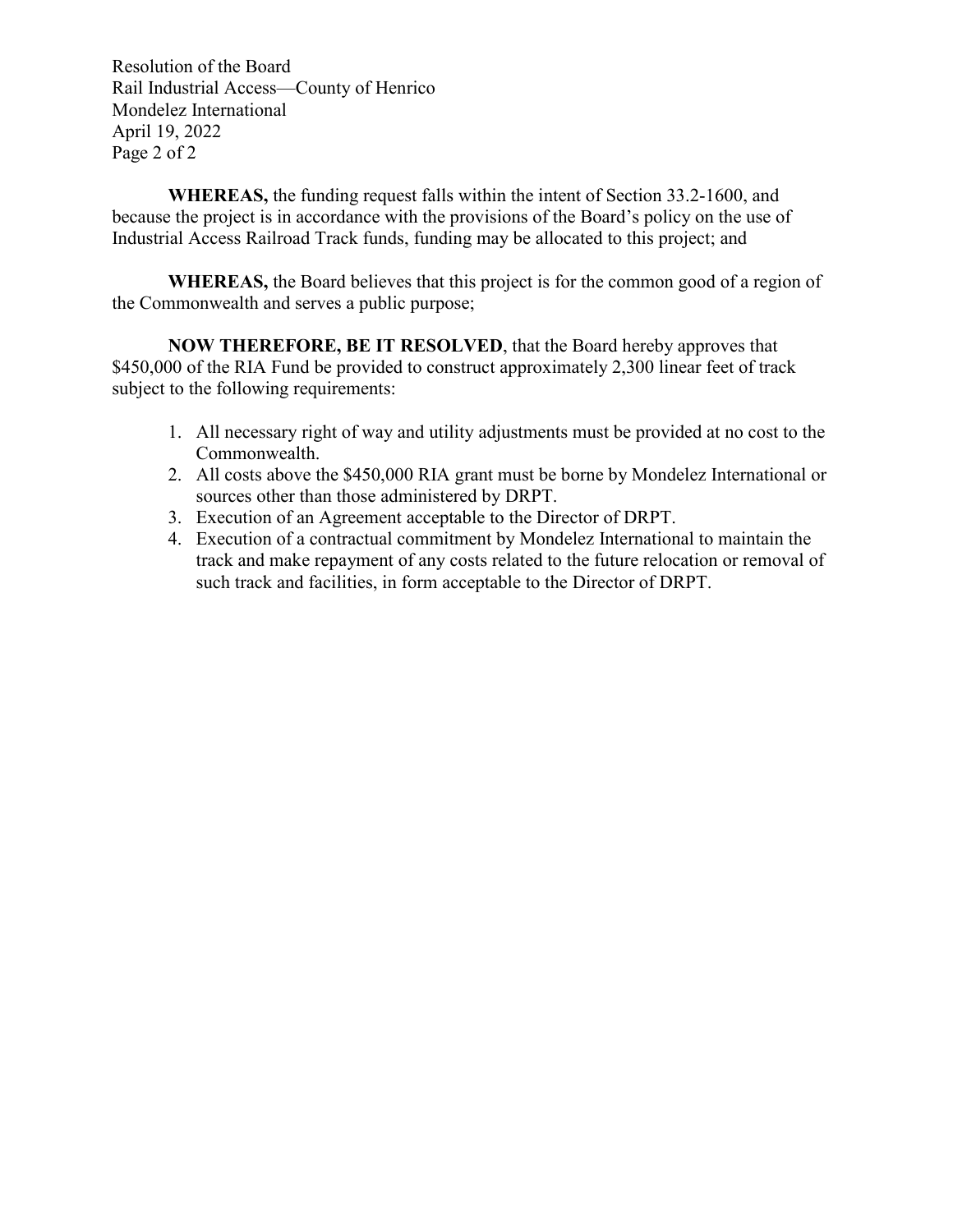**WHEREAS,** the funding request falls within the intent of Section 33.2-1600, and because the project is in accordance with the provisions of the Board's policy on the use of Industrial Access Railroad Track funds, funding may be allocated to this project; and

**WHEREAS,** the Board believes that this project is for the common good of a region of the Commonwealth and serves a public purpose;

**NOW THEREFORE, BE IT RESOLVED**, that the Board hereby approves that $450,000 of the RIA Fund be provided to construct approximately 2,300 linear feet of track subject to the following requirements:

1. All necessary right of way and utility adjustments must be provided at no cost to the Commonwealth.
2. All costs above the $450,000 RIA grant must be borne by Mondelez International or sources other than those administered by DRPT.
3. Execution of an Agreement acceptable to the Director of DRPT.
4. Execution of a contractual commitment by Mondelez International to maintain the track and make repayment of any costs related to the future relocation or removal of such track and facilities, in form acceptable to the Director of DRPT.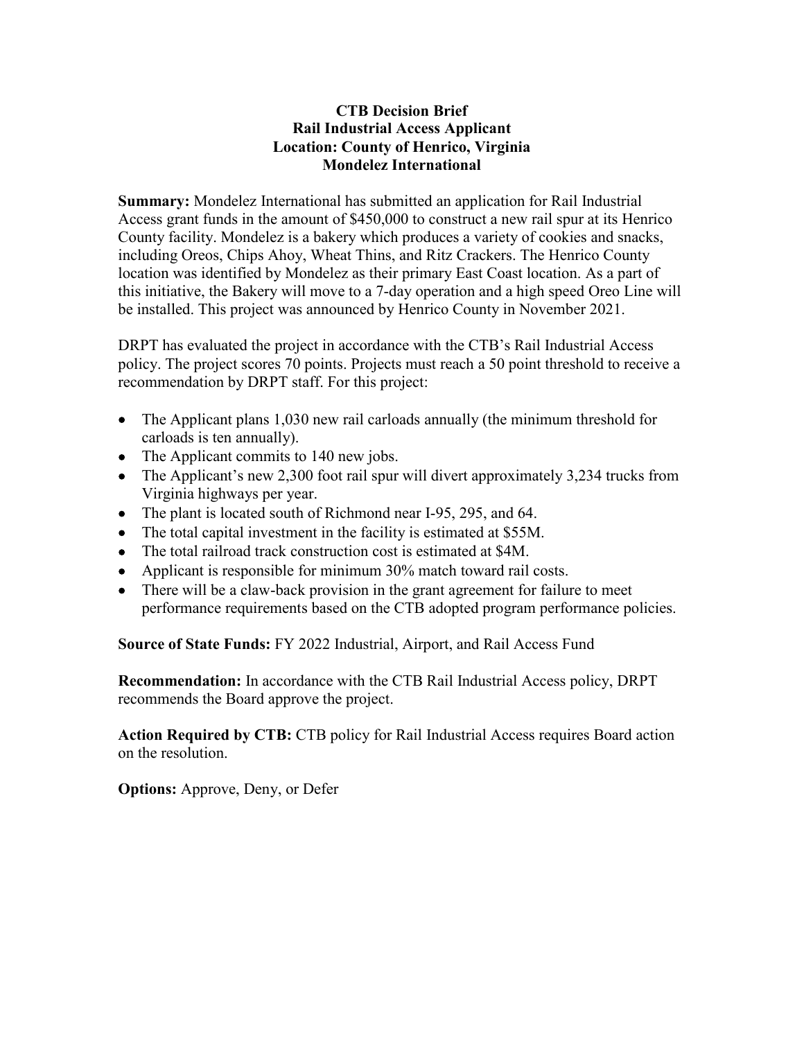**CTB Decision Brief**
**Rail Industrial Access Applicant**
**Location: County of Henrico, Virginia**
**Mondelez International**

**Summary:** Mondelez International has submitted an application for Rail Industrial Access grant funds in the amount of $450,000 to construct a new rail spur at its Henrico County facility. Mondelez is a bakery which produces a variety of cookies and snacks, including Oreos, Chips Ahoy, Wheat Thins, and Ritz Crackers. The Henrico County location was identified by Mondelez as their primary East Coast location. As a part of this initiative, the Bakery will move to a 7-day operation and a high speed Oreo Line will be installed. This project was announced by Henrico County in November 2021.

DRPT has evaluated the project in accordance with the CTB's Rail Industrial Access policy. The project scores 70 points. Projects must reach a 50 point threshold to receive a recommendation by DRPT staff. For this project:

- The Applicant plans 1,030 new rail carloads annually (the minimum threshold for carloads is ten annually).
- The Applicant commits to 140 new jobs.
- The Applicant's new 2,300 foot rail spur will divert approximately 3,234 trucks from Virginia highways per year.
- The plant is located south of Richmond near I-95, 295, and 64.
- The total capital investment in the facility is estimated at $55M.
- The total railroad track construction cost is estimated at $4M.
- Applicant is responsible for minimum 30% match toward rail costs.
- There will be a claw-back provision in the grant agreement for failure to meet performance requirements based on the CTB adopted program performance policies.

**Source of State Funds:** FY 2022 Industrial, Airport, and Rail Access Fund

**Recommendation:** In accordance with the CTB Rail Industrial Access policy, DRPT recommends the Board approve the project.

**Action Required by CTB:** CTB policy for Rail Industrial Access requires Board action on the resolution.

**Options:** Approve, Deny, or Defer